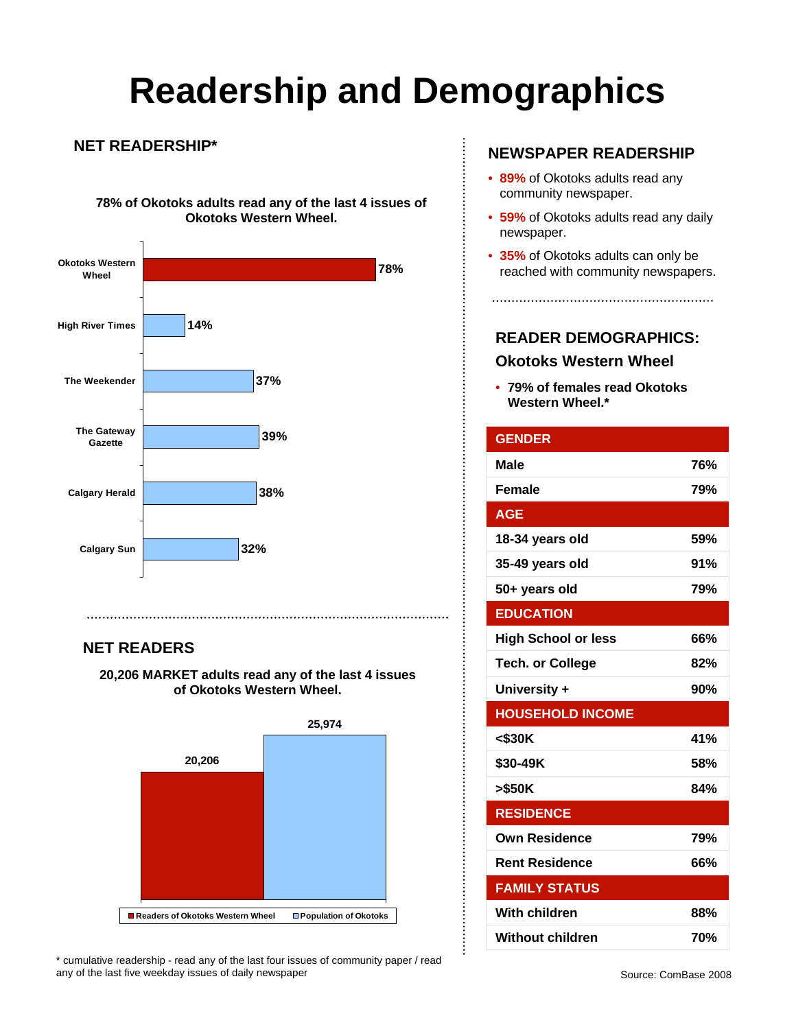# Readership and Demographics

## NET READERSHIP*

**78% of Okotoks adults read any of the last 4 issues of Okotoks Western Wheel.**

| Newspaper | Readership |
|---|---|
| Okotoks Western Wheel | 78% |
| High River Times | 14% |
| The Weekender | 37% |
| The Gateway Gazette | 39% |
| Calgary Herald | 38% |
| Calgary Sun | 32% |

## NET READERS

**20,206 MARKET adults read any of the last 4 issues of Okotoks Western Wheel.**

| | Count |
|---|---|
| Readers of Okotoks Western Wheel | 20,206 |
| Population of Okotoks | 25,974 |

\* cumulative readership - read any of the last four issues of community paper / read any of the last five weekday issues of daily newspaper

## NEWSPAPER READERSHIP

- **89%** of Okotoks adults read any community newspaper.
- **59%** of Okotoks adults read any daily newspaper.
- **35%** of Okotoks adults can only be reached with community newspapers.

## READER DEMOGRAPHICS: Okotoks Western Wheel

- **79% of females read Okotoks Western Wheel.***

| GENDER | |
|---|---|
| Male | 76% |
| Female | 79% |
| **AGE** | |
| 18-34 years old | 59% |
| 35-49 years old | 91% |
| 50+ years old | 79% |
| **EDUCATION** | |
| High School or less | 66% |
| Tech. or College | 82% |
| University + | 90% |
| **HOUSEHOLD INCOME** | |
| <$30K | 41% |
| $30-49K | 58% |
| >$50K | 84% |
| **RESIDENCE** | |
| Own Residence | 79% |
| Rent Residence | 66% |
| **FAMILY STATUS** | |
| With children | 88% |
| Without children | 70% |

Source: ComBase 2008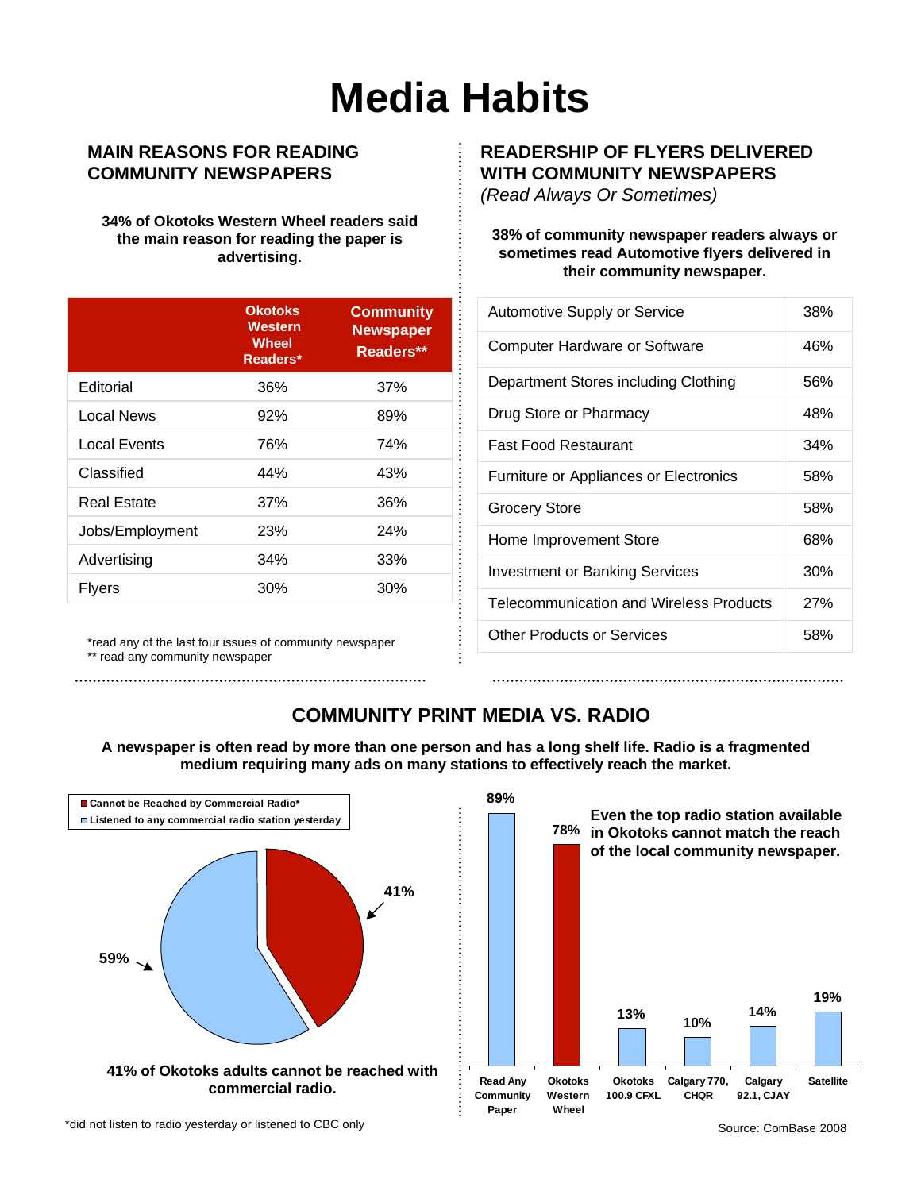# Media Habits

## MAIN REASONS FOR READING COMMUNITY NEWSPAPERS

**34% of Okotoks Western Wheel readers said the main reason for reading the paper is advertising.**

| | Okotoks Western Wheel Readers* | Community Newspaper Readers** |
|---|---|---|
| Editorial | 36% | 37% |
| Local News | 92% | 89% |
| Local Events | 76% | 74% |
| Classified | 44% | 43% |
| Real Estate | 37% | 36% |
| Jobs/Employment | 23% | 24% |
| Advertising | 34% | 33% |
| Flyers | 30% | 30% |

*read any of the last four issues of community newspaper
** read any community newspaper

## READERSHIP OF FLYERS DELIVERED WITH COMMUNITY NEWSPAPERS

*(Read Always Or Sometimes)*

**38% of community newspaper readers always or sometimes read Automotive flyers delivered in their community newspaper.**

| | |
|---|---|
| Automotive Supply or Service | 38% |
| Computer Hardware or Software | 46% |
| Department Stores including Clothing | 56% |
| Drug Store or Pharmacy | 48% |
| Fast Food Restaurant | 34% |
| Furniture or Appliances or Electronics | 58% |
| Grocery Store | 58% |
| Home Improvement Store | 68% |
| Investment or Banking Services | 30% |
| Telecommunication and Wireless Products | 27% |
| Other Products or Services | 58% |

## COMMUNITY PRINT MEDIA VS. RADIO

**A newspaper is often read by more than one person and has a long shelf life. Radio is a fragmented medium requiring many ads on many stations to effectively reach the market.**

Cannot be Reached by Commercial Radio*
Listened to any commercial radio station yesterday

41%
59%

**41% of Okotoks adults cannot be reached with commercial radio.**

*did not listen to radio yesterday or listened to CBC only

**Even the top radio station available in Okotoks cannot match the reach of the local community newspaper.**

89%
78%
13%
10%
14%
19%

Read Any Community Paper
Okotoks Western Wheel
Okotoks 100.9 CFXL
Calgary 770, CHQR
Calgary 92.1, CJAY
Satellite

Source: ComBase 2008